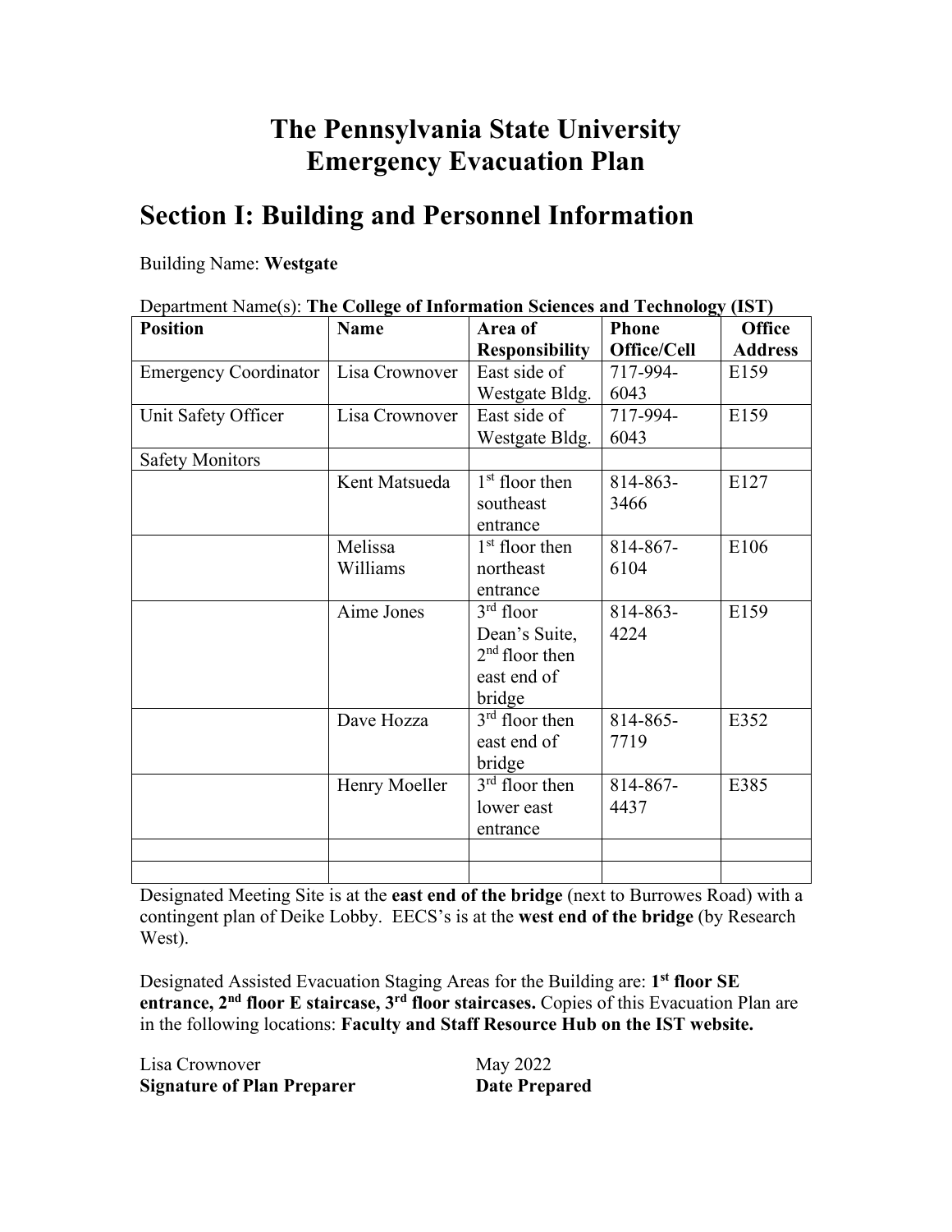# The Pennsylvania State University
# Emergency Evacuation Plan

## Section I: Building and Personnel Information

Building Name: **Westgate**

Department Name(s): **The College of Information Sciences and Technology (IST)**

| Position | Name | Area of Responsibility | Phone Office/Cell | Office Address |
|---|---|---|---|---|
| Emergency Coordinator | Lisa Crownover | East side of Westgate Bldg. | 717-994-6043 | E159 |
| Unit Safety Officer | Lisa Crownover | East side of Westgate Bldg. | 717-994-6043 | E159 |
| Safety Monitors | | | | |
| | Kent Matsueda | 1st floor then southeast entrance | 814-863-3466 | E127 |
| | Melissa Williams | 1st floor then northeast entrance | 814-867-6104 | E106 |
| | Aime Jones | 3rd floor Dean's Suite, 2nd floor then east end of bridge | 814-863-4224 | E159 |
| | Dave Hozza | 3rd floor then east end of bridge | 814-865-7719 | E352 |
| | Henry Moeller | 3rd floor then lower east entrance | 814-867-4437 | E385 |
| | | | | |
| | | | | |

Designated Meeting Site is at the **east end of the bridge** (next to Burrowes Road) with a contingent plan of Deike Lobby. EECS's is at the **west end of the bridge** (by Research West).

Designated Assisted Evacuation Staging Areas for the Building are: **1st floor SE entrance, 2nd floor E staircase, 3rd floor staircases.** Copies of this Evacuation Plan are in the following locations: **Faculty and Staff Resource Hub on the IST website.**

Lisa Crownover — May 2022

**Signature of Plan Preparer** — **Date Prepared**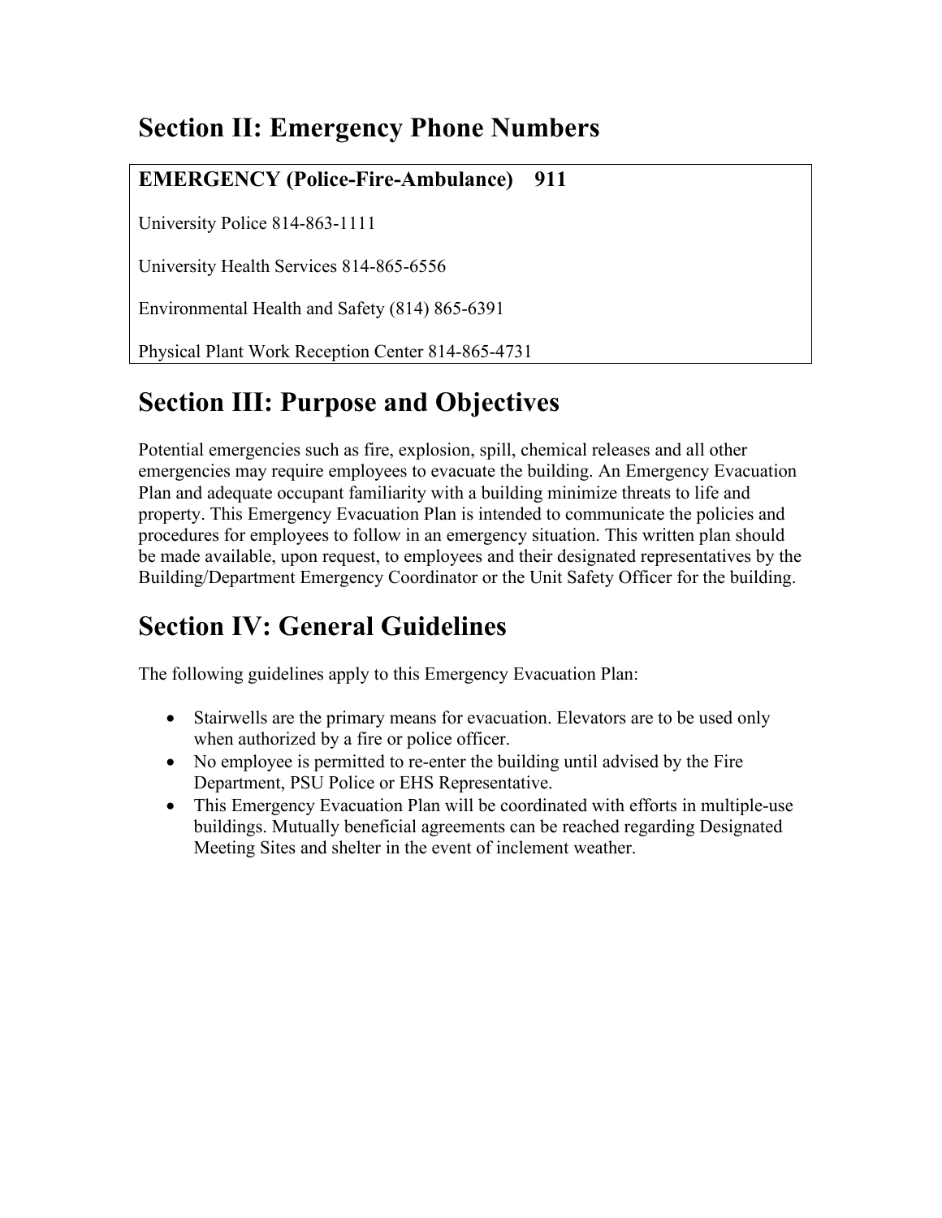## Section II: Emergency Phone Numbers

**EMERGENCY (Police-Fire-Ambulance) 911**

University Police 814-863-1111

University Health Services 814-865-6556

Environmental Health and Safety (814) 865-6391

Physical Plant Work Reception Center 814-865-4731

## Section III: Purpose and Objectives

Potential emergencies such as fire, explosion, spill, chemical releases and all other emergencies may require employees to evacuate the building. An Emergency Evacuation Plan and adequate occupant familiarity with a building minimize threats to life and property. This Emergency Evacuation Plan is intended to communicate the policies and procedures for employees to follow in an emergency situation. This written plan should be made available, upon request, to employees and their designated representatives by the Building/Department Emergency Coordinator or the Unit Safety Officer for the building.

## Section IV: General Guidelines

The following guidelines apply to this Emergency Evacuation Plan:

- Stairwells are the primary means for evacuation. Elevators are to be used only when authorized by a fire or police officer.
- No employee is permitted to re-enter the building until advised by the Fire Department, PSU Police or EHS Representative.
- This Emergency Evacuation Plan will be coordinated with efforts in multiple-use buildings. Mutually beneficial agreements can be reached regarding Designated Meeting Sites and shelter in the event of inclement weather.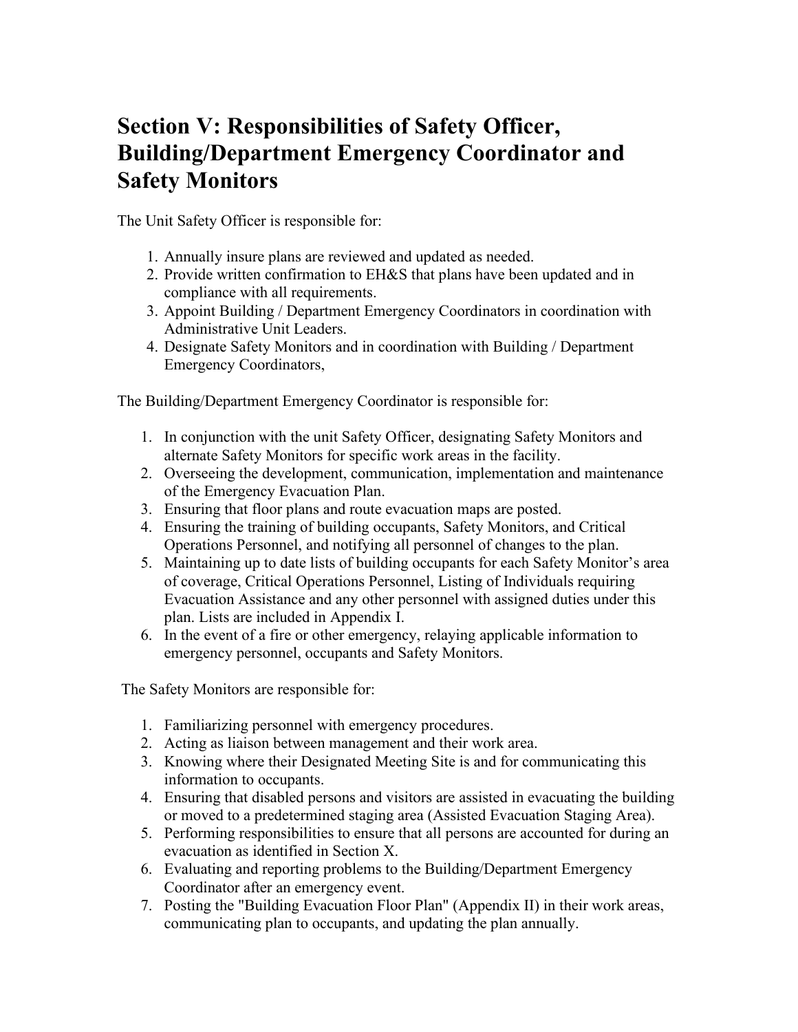# Section V: Responsibilities of Safety Officer, Building/Department Emergency Coordinator and Safety Monitors

The Unit Safety Officer is responsible for:

1. Annually insure plans are reviewed and updated as needed.
2. Provide written confirmation to EH&S that plans have been updated and in compliance with all requirements.
3. Appoint Building / Department Emergency Coordinators in coordination with Administrative Unit Leaders.
4. Designate Safety Monitors and in coordination with Building / Department Emergency Coordinators,

The Building/Department Emergency Coordinator is responsible for:

1. In conjunction with the unit Safety Officer, designating Safety Monitors and alternate Safety Monitors for specific work areas in the facility.
2. Overseeing the development, communication, implementation and maintenance of the Emergency Evacuation Plan.
3. Ensuring that floor plans and route evacuation maps are posted.
4. Ensuring the training of building occupants, Safety Monitors, and Critical Operations Personnel, and notifying all personnel of changes to the plan.
5. Maintaining up to date lists of building occupants for each Safety Monitor's area of coverage, Critical Operations Personnel, Listing of Individuals requiring Evacuation Assistance and any other personnel with assigned duties under this plan. Lists are included in Appendix I.
6. In the event of a fire or other emergency, relaying applicable information to emergency personnel, occupants and Safety Monitors.

The Safety Monitors are responsible for:

1. Familiarizing personnel with emergency procedures.
2. Acting as liaison between management and their work area.
3. Knowing where their Designated Meeting Site is and for communicating this information to occupants.
4. Ensuring that disabled persons and visitors are assisted in evacuating the building or moved to a predetermined staging area (Assisted Evacuation Staging Area).
5. Performing responsibilities to ensure that all persons are accounted for during an evacuation as identified in Section X.
6. Evaluating and reporting problems to the Building/Department Emergency Coordinator after an emergency event.
7. Posting the "Building Evacuation Floor Plan" (Appendix II) in their work areas, communicating plan to occupants, and updating the plan annually.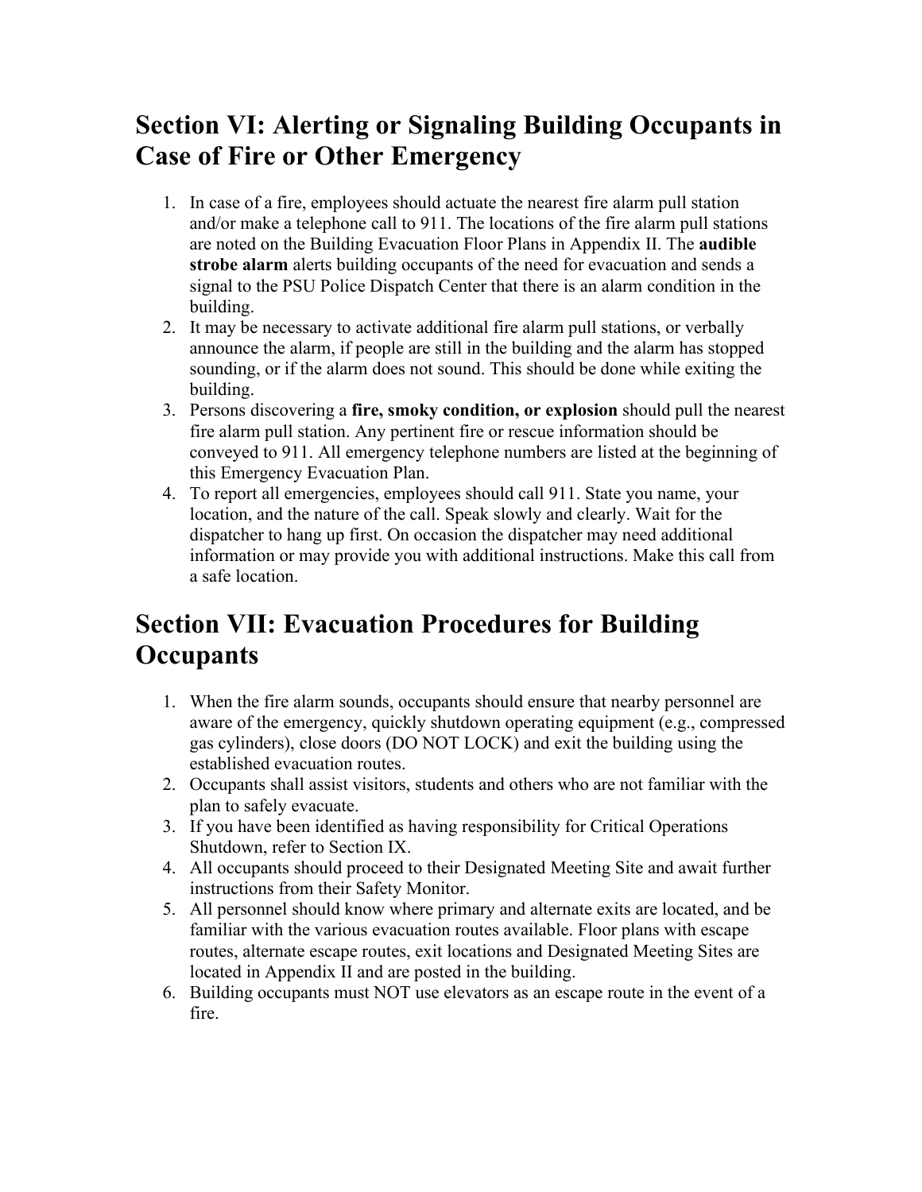## Section VI: Alerting or Signaling Building Occupants in Case of Fire or Other Emergency

1. In case of a fire, employees should actuate the nearest fire alarm pull station and/or make a telephone call to 911. The locations of the fire alarm pull stations are noted on the Building Evacuation Floor Plans in Appendix II. The **audible strobe alarm** alerts building occupants of the need for evacuation and sends a signal to the PSU Police Dispatch Center that there is an alarm condition in the building.
2. It may be necessary to activate additional fire alarm pull stations, or verbally announce the alarm, if people are still in the building and the alarm has stopped sounding, or if the alarm does not sound. This should be done while exiting the building.
3. Persons discovering a **fire, smoky condition, or explosion** should pull the nearest fire alarm pull station. Any pertinent fire or rescue information should be conveyed to 911. All emergency telephone numbers are listed at the beginning of this Emergency Evacuation Plan.
4. To report all emergencies, employees should call 911. State you name, your location, and the nature of the call. Speak slowly and clearly. Wait for the dispatcher to hang up first. On occasion the dispatcher may need additional information or may provide you with additional instructions. Make this call from a safe location.

## Section VII: Evacuation Procedures for Building Occupants

1. When the fire alarm sounds, occupants should ensure that nearby personnel are aware of the emergency, quickly shutdown operating equipment (e.g., compressed gas cylinders), close doors (DO NOT LOCK) and exit the building using the established evacuation routes.
2. Occupants shall assist visitors, students and others who are not familiar with the plan to safely evacuate.
3. If you have been identified as having responsibility for Critical Operations Shutdown, refer to Section IX.
4. All occupants should proceed to their Designated Meeting Site and await further instructions from their Safety Monitor.
5. All personnel should know where primary and alternate exits are located, and be familiar with the various evacuation routes available. Floor plans with escape routes, alternate escape routes, exit locations and Designated Meeting Sites are located in Appendix II and are posted in the building.
6. Building occupants must NOT use elevators as an escape route in the event of a fire.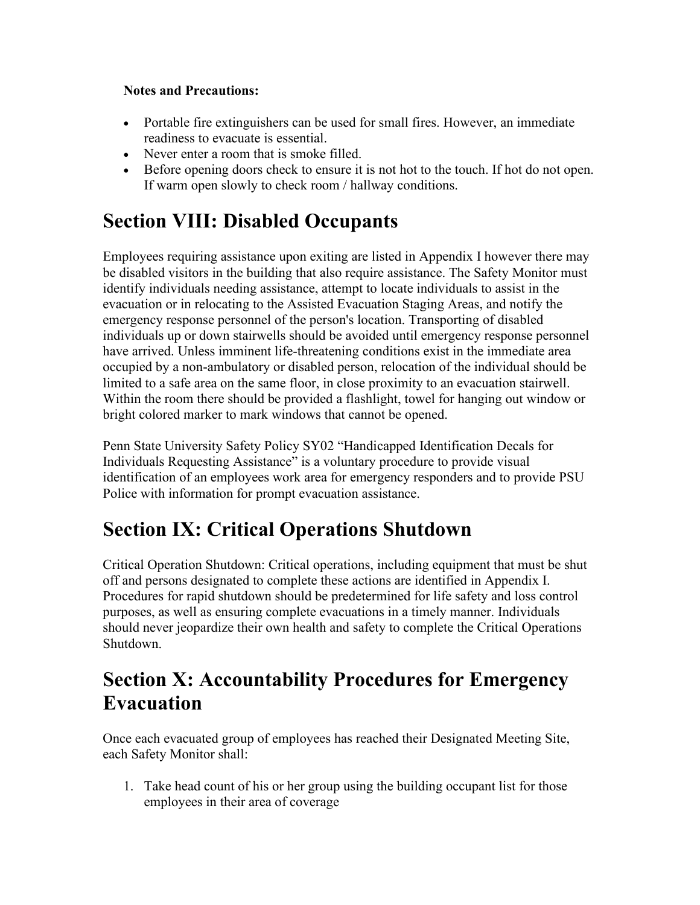**Notes and Precautions:**

- Portable fire extinguishers can be used for small fires. However, an immediate readiness to evacuate is essential.
- Never enter a room that is smoke filled.
- Before opening doors check to ensure it is not hot to the touch. If hot do not open. If warm open slowly to check room / hallway conditions.

# Section VIII: Disabled Occupants

Employees requiring assistance upon exiting are listed in Appendix I however there may be disabled visitors in the building that also require assistance. The Safety Monitor must identify individuals needing assistance, attempt to locate individuals to assist in the evacuation or in relocating to the Assisted Evacuation Staging Areas, and notify the emergency response personnel of the person's location. Transporting of disabled individuals up or down stairwells should be avoided until emergency response personnel have arrived. Unless imminent life-threatening conditions exist in the immediate area occupied by a non-ambulatory or disabled person, relocation of the individual should be limited to a safe area on the same floor, in close proximity to an evacuation stairwell. Within the room there should be provided a flashlight, towel for hanging out window or bright colored marker to mark windows that cannot be opened.

Penn State University Safety Policy SY02 “Handicapped Identification Decals for Individuals Requesting Assistance” is a voluntary procedure to provide visual identification of an employees work area for emergency responders and to provide PSU Police with information for prompt evacuation assistance.

# Section IX: Critical Operations Shutdown

Critical Operation Shutdown: Critical operations, including equipment that must be shut off and persons designated to complete these actions are identified in Appendix I. Procedures for rapid shutdown should be predetermined for life safety and loss control purposes, as well as ensuring complete evacuations in a timely manner. Individuals should never jeopardize their own health and safety to complete the Critical Operations Shutdown.

# Section X: Accountability Procedures for Emergency Evacuation

Once each evacuated group of employees has reached their Designated Meeting Site, each Safety Monitor shall:

1. Take head count of his or her group using the building occupant list for those employees in their area of coverage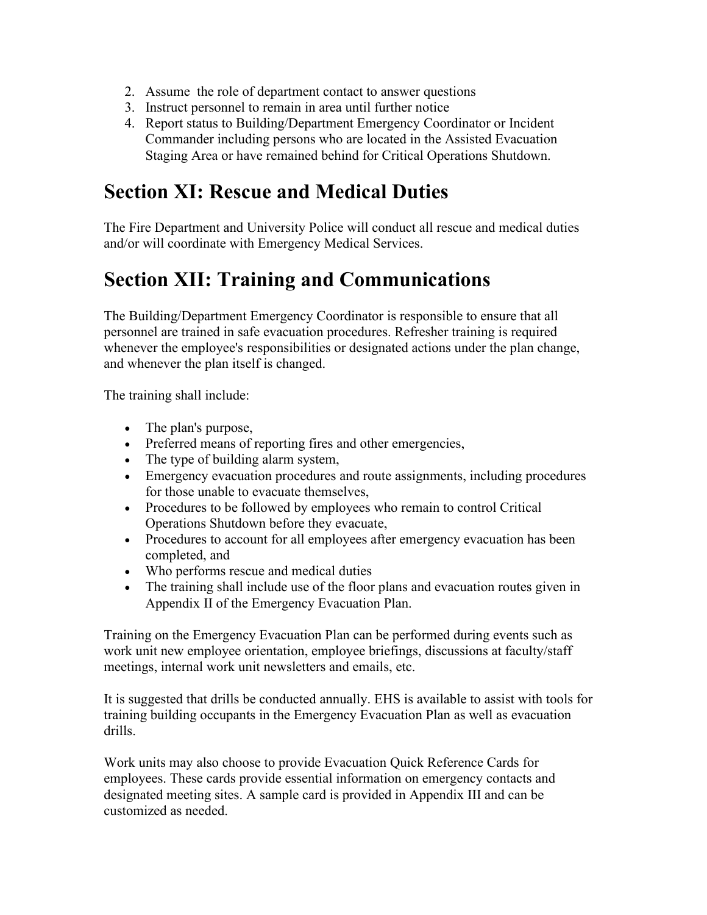2. Assume the role of department contact to answer questions
3. Instruct personnel to remain in area until further notice
4. Report status to Building/Department Emergency Coordinator or Incident Commander including persons who are located in the Assisted Evacuation Staging Area or have remained behind for Critical Operations Shutdown.

# Section XI: Rescue and Medical Duties

The Fire Department and University Police will conduct all rescue and medical duties and/or will coordinate with Emergency Medical Services.

# Section XII: Training and Communications

The Building/Department Emergency Coordinator is responsible to ensure that all personnel are trained in safe evacuation procedures. Refresher training is required whenever the employee's responsibilities or designated actions under the plan change, and whenever the plan itself is changed.

The training shall include:

- The plan's purpose,
- Preferred means of reporting fires and other emergencies,
- The type of building alarm system,
- Emergency evacuation procedures and route assignments, including procedures for those unable to evacuate themselves,
- Procedures to be followed by employees who remain to control Critical Operations Shutdown before they evacuate,
- Procedures to account for all employees after emergency evacuation has been completed, and
- Who performs rescue and medical duties
- The training shall include use of the floor plans and evacuation routes given in Appendix II of the Emergency Evacuation Plan.

Training on the Emergency Evacuation Plan can be performed during events such as work unit new employee orientation, employee briefings, discussions at faculty/staff meetings, internal work unit newsletters and emails, etc.

It is suggested that drills be conducted annually. EHS is available to assist with tools for training building occupants in the Emergency Evacuation Plan as well as evacuation drills.

Work units may also choose to provide Evacuation Quick Reference Cards for employees. These cards provide essential information on emergency contacts and designated meeting sites. A sample card is provided in Appendix III and can be customized as needed.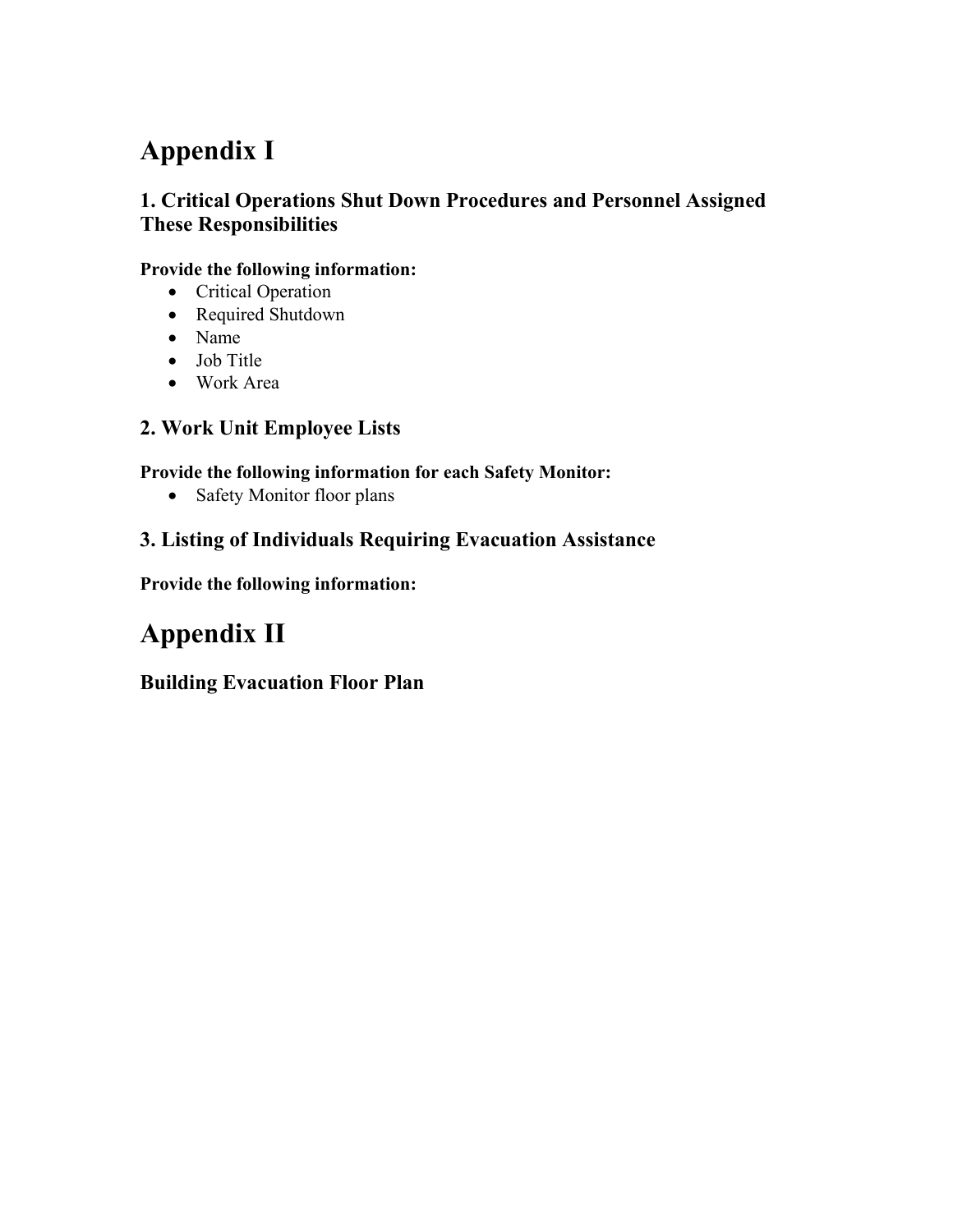# Appendix I

## 1. Critical Operations Shut Down Procedures and Personnel Assigned These Responsibilities

**Provide the following information:**

- Critical Operation
- Required Shutdown
- Name
- Job Title
- Work Area

## 2. Work Unit Employee Lists

**Provide the following information for each Safety Monitor:**

- Safety Monitor floor plans

## 3. Listing of Individuals Requiring Evacuation Assistance

**Provide the following information:**

# Appendix II

## Building Evacuation Floor Plan